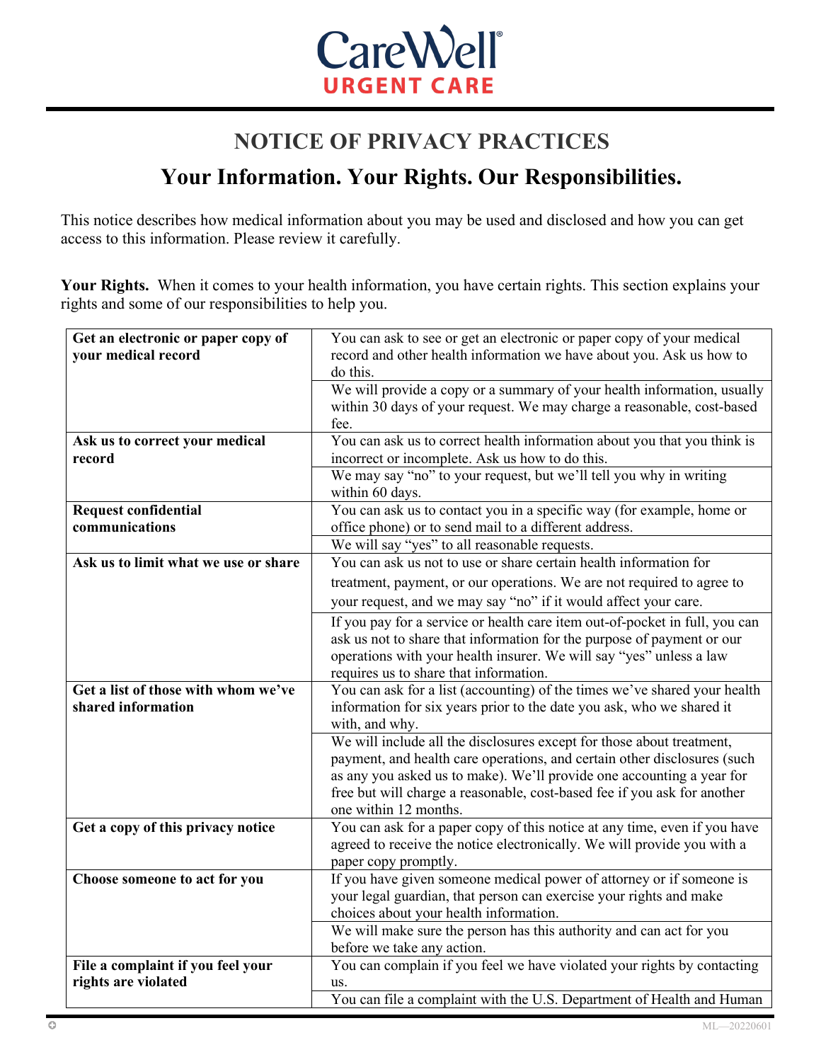# CareWell® URGENT CARE

## NOTICE OF PRIVACY PRACTICES

## Your Information. Your Rights. Our Responsibilities.

This notice describes how medical information about you may be used and disclosed and how you can get access to this information. Please review it carefully.

**Your Rights.** When it comes to your health information, you have certain rights. This section explains your rights and some of our responsibilities to help you.

| | |
|---|---|
| **Get an electronic or paper copy of your medical record** | You can ask to see or get an electronic or paper copy of your medical record and other health information we have about you. Ask us how to do this. |
| | We will provide a copy or a summary of your health information, usually within 30 days of your request. We may charge a reasonable, cost-based fee. |
| **Ask us to correct your medical record** | You can ask us to correct health information about you that you think is incorrect or incomplete. Ask us how to do this. |
| | We may say "no" to your request, but we'll tell you why in writing within 60 days. |
| **Request confidential communications** | You can ask us to contact you in a specific way (for example, home or office phone) or to send mail to a different address. |
| | We will say "yes" to all reasonable requests. |
| **Ask us to limit what we use or share** | You can ask us not to use or share certain health information for treatment, payment, or our operations. We are not required to agree to your request, and we may say "no" if it would affect your care. |
| | If you pay for a service or health care item out-of-pocket in full, you can ask us not to share that information for the purpose of payment or our operations with your health insurer. We will say "yes" unless a law requires us to share that information. |
| **Get a list of those with whom we've shared information** | You can ask for a list (accounting) of the times we've shared your health information for six years prior to the date you ask, who we shared it with, and why. |
| | We will include all the disclosures except for those about treatment, payment, and health care operations, and certain other disclosures (such as any you asked us to make). We'll provide one accounting a year for free but will charge a reasonable, cost-based fee if you ask for another one within 12 months. |
| **Get a copy of this privacy notice** | You can ask for a paper copy of this notice at any time, even if you have agreed to receive the notice electronically. We will provide you with a paper copy promptly. |
| **Choose someone to act for you** | If you have given someone medical power of attorney or if someone is your legal guardian, that person can exercise your rights and make choices about your health information. |
| | We will make sure the person has this authority and can act for you before we take any action. |
| **File a complaint if you feel your rights are violated** | You can complain if you feel we have violated your rights by contacting us. |
| | You can file a complaint with the U.S. Department of Health and Human |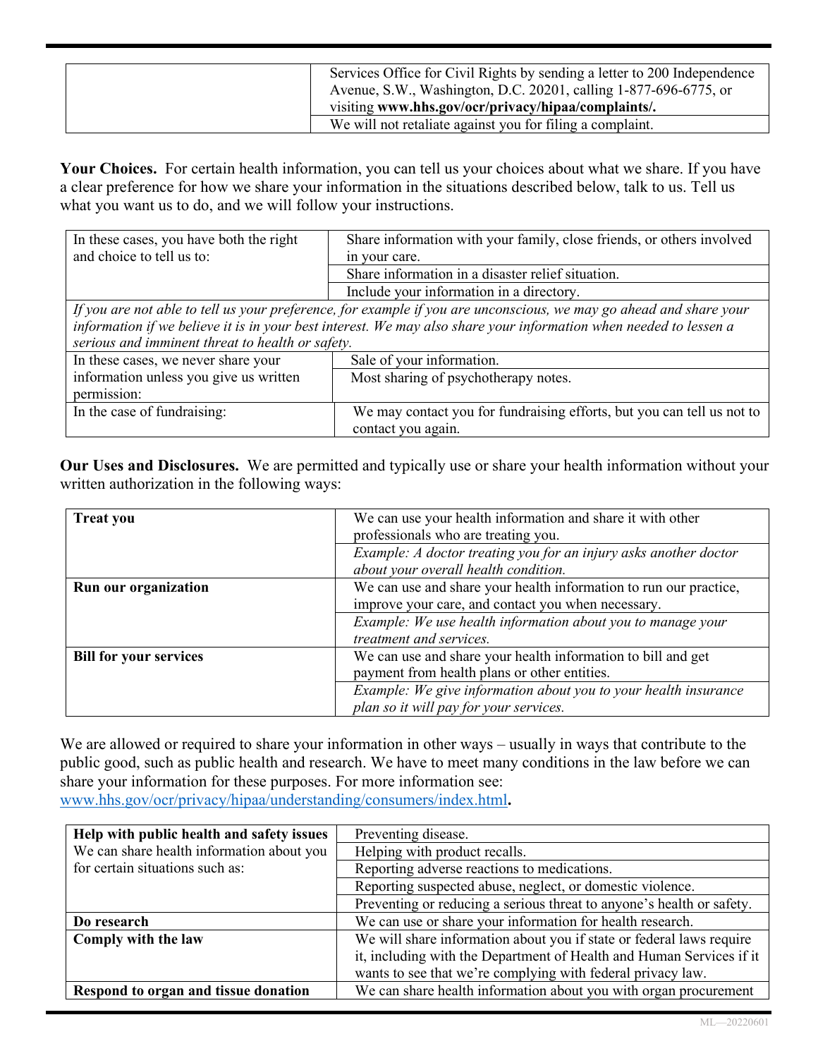| | |
|---|---|
| | Services Office for Civil Rights by sending a letter to 200 Independence Avenue, S.W., Washington, D.C. 20201, calling 1-877-696-6775, or visiting **www.hhs.gov/ocr/privacy/hipaa/complaints/.** |
| | We will not retaliate against you for filing a complaint. |

**Your Choices.** For certain health information, you can tell us your choices about what we share. If you have a clear preference for how we share your information in the situations described below, talk to us. Tell us what you want us to do, and we will follow your instructions.

| | |
|---|---|
| In these cases, you have both the right and choice to tell us to: | Share information with your family, close friends, or others involved in your care. |
| | Share information in a disaster relief situation. |
| | Include your information in a directory. |
| *If you are not able to tell us your preference, for example if you are unconscious, we may go ahead and share your information if we believe it is in your best interest. We may also share your information when needed to lessen a serious and imminent threat to health or safety.* | |
| In these cases, we never share your information unless you give us written permission: | Sale of your information. |
| | Most sharing of psychotherapy notes. |
| In the case of fundraising: | We may contact you for fundraising efforts, but you can tell us not to contact you again. |

**Our Uses and Disclosures.** We are permitted and typically use or share your health information without your written authorization in the following ways:

| | |
|---|---|
| **Treat you** | We can use your health information and share it with other professionals who are treating you. |
| | *Example: A doctor treating you for an injury asks another doctor about your overall health condition.* |
| **Run our organization** | We can use and share your health information to run our practice, improve your care, and contact you when necessary. |
| | *Example: We use health information about you to manage your treatment and services.* |
| **Bill for your services** | We can use and share your health information to bill and get payment from health plans or other entities. |
| | *Example: We give information about you to your health insurance plan so it will pay for your services.* |

We are allowed or required to share your information in other ways – usually in ways that contribute to the public good, such as public health and research. We have to meet many conditions in the law before we can share your information for these purposes. For more information see: www.hhs.gov/ocr/privacy/hipaa/understanding/consumers/index.html**.**

| | |
|---|---|
| **Help with public health and safety issues** We can share health information about you for certain situations such as: | Preventing disease. |
| | Helping with product recalls. |
| | Reporting adverse reactions to medications. |
| | Reporting suspected abuse, neglect, or domestic violence. |
| | Preventing or reducing a serious threat to anyone's health or safety. |
| **Do research** | We can use or share your information for health research. |
| **Comply with the law** | We will share information about you if state or federal laws require it, including with the Department of Health and Human Services if it wants to see that we're complying with federal privacy law. |
| **Respond to organ and tissue donation** | We can share health information about you with organ procurement |

ML—20220601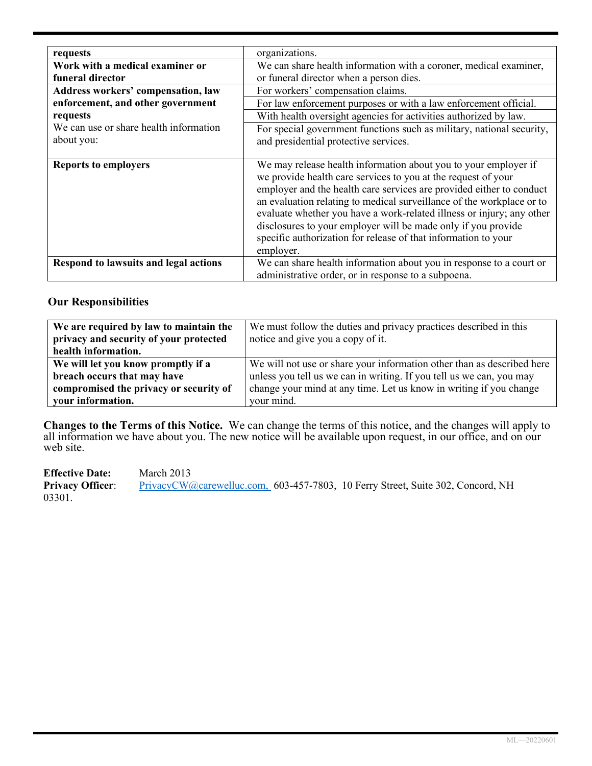| | |
|---|---|
| **requests** | organizations. |
| **Work with a medical examiner or funeral director** | We can share health information with a coroner, medical examiner, or funeral director when a person dies. |
| **Address workers' compensation, law enforcement, and other government requests** We can use or share health information about you: | For workers' compensation claims. |
| | For law enforcement purposes or with a law enforcement official. |
| | With health oversight agencies for activities authorized by law. |
| | For special government functions such as military, national security, and presidential protective services. |
| **Reports to employers** | We may release health information about you to your employer if we provide health care services to you at the request of your employer and the health care services are provided either to conduct an evaluation relating to medical surveillance of the workplace or to evaluate whether you have a work-related illness or injury; any other disclosures to your employer will be made only if you provide specific authorization for release of that information to your employer. |
| **Respond to lawsuits and legal actions** | We can share health information about you in response to a court or administrative order, or in response to a subpoena. |

## Our Responsibilities

| | |
|---|---|
| **We are required by law to maintain the privacy and security of your protected health information.** | We must follow the duties and privacy practices described in this notice and give you a copy of it. |
| **We will let you know promptly if a breach occurs that may have compromised the privacy or security of your information.** | We will not use or share your information other than as described here unless you tell us we can in writing. If you tell us we can, you may change your mind at any time. Let us know in writing if you change your mind. |

**Changes to the Terms of this Notice.** We can change the terms of this notice, and the changes will apply to all information we have about you. The new notice will be available upon request, in our office, and on our web site.

**Effective Date:** March 2013
**Privacy Officer**: PrivacyCW@carewelluc.com, 603-457-7803, 10 Ferry Street, Suite 302, Concord, NH 03301.